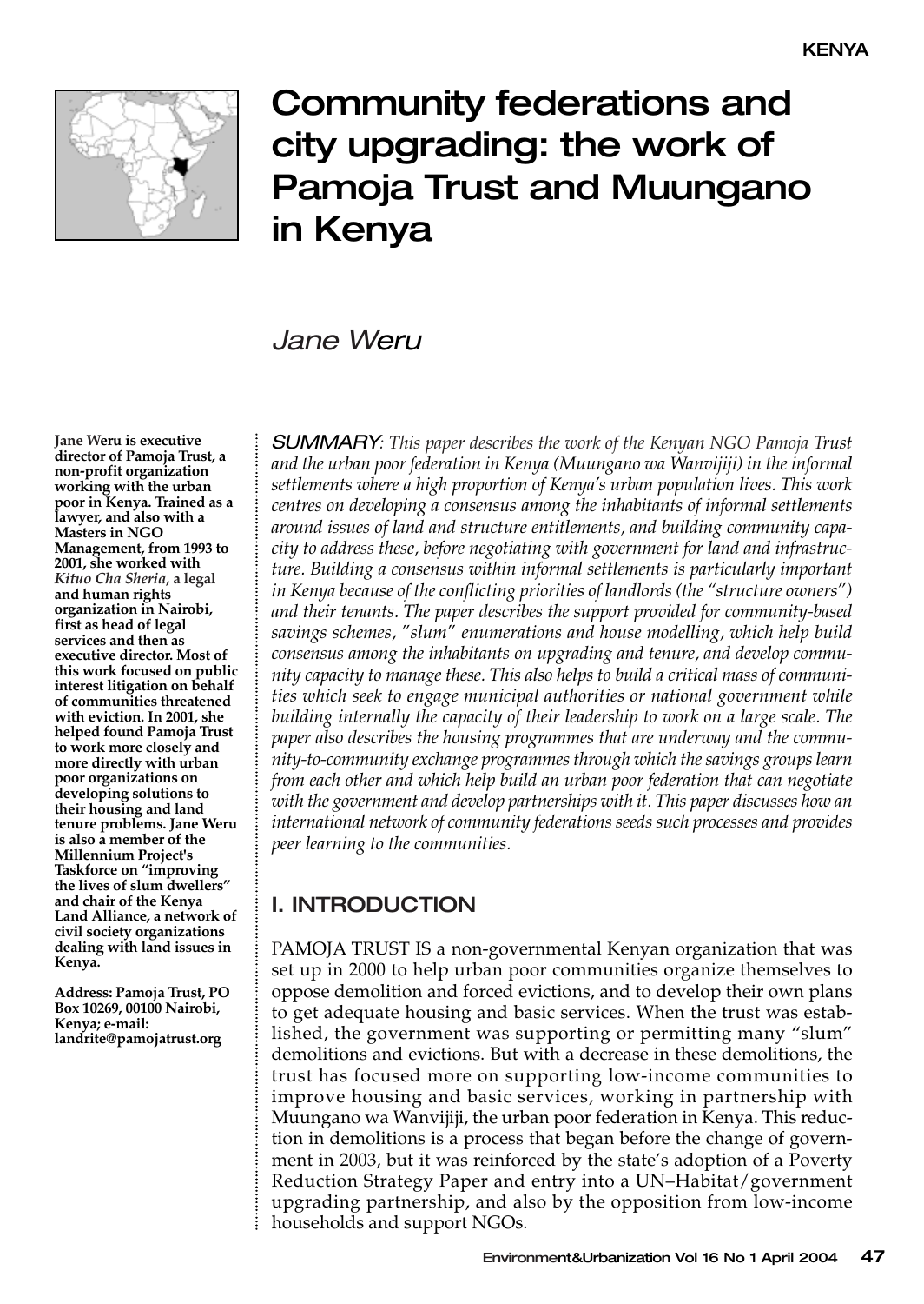# Community federations and city upgrading: the work of Pamoja Trust and Muungano in Kenya

*Jane Weru*

**Jane Weru is executive director of Pamoja Trust, a non-profit organization working with the urban poor in Kenya. Trained as a lawyer, and also with a Masters in NGO Management, from 1993 to 2001, she worked with *Kituo Cha Sheria*, a legal and human rights organization in Nairobi, first as head of legal services and then as executive director. Most of this work focused on public interest litigation on behalf of communities threatened with eviction. In 2001, she helped found Pamoja Trust to work more closely and more directly with urban poor organizations on developing solutions to their housing and land tenure problems. Jane Weru is also a member of the Millennium Project's Taskforce on "improving the lives of slum dwellers" and chair of the Kenya Land Alliance, a network of civil society organizations dealing with land issues in Kenya.**

**Address: Pamoja Trust, PO Box 10269, 00100 Nairobi, Kenya; e-mail: landrite@pamojatrust.org**

*SUMMARY: This paper describes the work of the Kenyan NGO Pamoja Trust and the urban poor federation in Kenya (Muungano wa Wanvijiji) in the informal settlements where a high proportion of Kenya's urban population lives. This work centres on developing a consensus among the inhabitants of informal settlements around issues of land and structure entitlements, and building community capacity to address these, before negotiating with government for land and infrastructure. Building a consensus within informal settlements is particularly important in Kenya because of the conflicting priorities of landlords (the "structure owners") and their tenants. The paper describes the support provided for community-based savings schemes, "slum" enumerations and house modelling, which help build consensus among the inhabitants on upgrading and tenure, and develop community capacity to manage these. This also helps to build a critical mass of communities which seek to engage municipal authorities or national government while building internally the capacity of their leadership to work on a large scale. The paper also describes the housing programmes that are underway and the community-to-community exchange programmes through which the savings groups learn from each other and which help build an urban poor federation that can negotiate with the government and develop partnerships with it. This paper discusses how an international network of community federations seeds such processes and provides peer learning to the communities.*

## I. INTRODUCTION

PAMOJA TRUST IS a non-governmental Kenyan organization that was set up in 2000 to help urban poor communities organize themselves to oppose demolition and forced evictions, and to develop their own plans to get adequate housing and basic services. When the trust was established, the government was supporting or permitting many "slum" demolitions and evictions. But with a decrease in these demolitions, the trust has focused more on supporting low-income communities to improve housing and basic services, working in partnership with Muungano wa Wanvijiji, the urban poor federation in Kenya. This reduction in demolitions is a process that began before the change of government in 2003, but it was reinforced by the state's adoption of a Poverty Reduction Strategy Paper and entry into a UN–Habitat/government upgrading partnership, and also by the opposition from low-income households and support NGOs.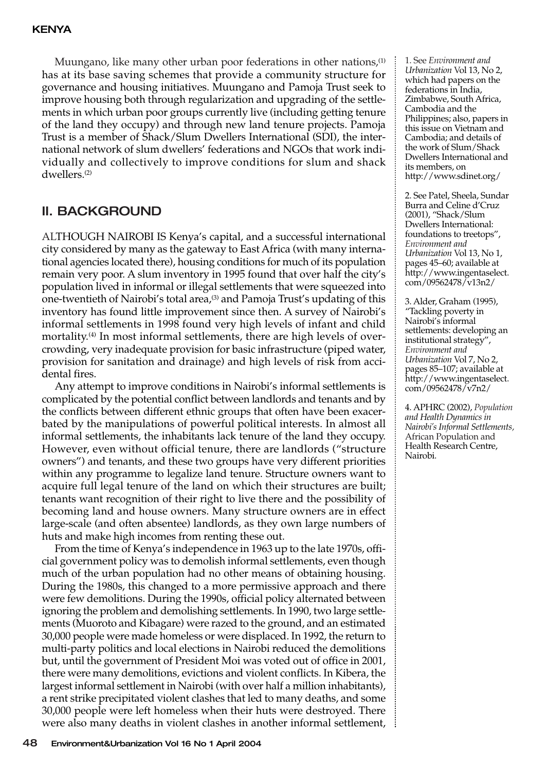Muungano, like many other urban poor federations in other nations,[1] has at its base saving schemes that provide a community structure for governance and housing initiatives. Muungano and Pamoja Trust seek to improve housing both through regularization and upgrading of the settlements in which urban poor groups currently live (including getting tenure of the land they occupy) and through new land tenure projects. Pamoja Trust is a member of Shack/Slum Dwellers International (SDI), the international network of slum dwellers' federations and NGOs that work individually and collectively to improve conditions for slum and shack dwellers.[2]

## II. BACKGROUND

ALTHOUGH NAIROBI IS Kenya's capital, and a successful international city considered by many as the gateway to East Africa (with many international agencies located there), housing conditions for much of its population remain very poor. A slum inventory in 1995 found that over half the city's population lived in informal or illegal settlements that were squeezed into one-twentieth of Nairobi's total area,[3] and Pamoja Trust's updating of this inventory has found little improvement since then. A survey of Nairobi's informal settlements in 1998 found very high levels of infant and child mortality.[4] In most informal settlements, there are high levels of overcrowding, very inadequate provision for basic infrastructure (piped water, provision for sanitation and drainage) and high levels of risk from accidental fires.

Any attempt to improve conditions in Nairobi's informal settlements is complicated by the potential conflict between landlords and tenants and by the conflicts between different ethnic groups that often have been exacerbated by the manipulations of powerful political interests. In almost all informal settlements, the inhabitants lack tenure of the land they occupy. However, even without official tenure, there are landlords ("structure owners") and tenants, and these two groups have very different priorities within any programme to legalize land tenure. Structure owners want to acquire full legal tenure of the land on which their structures are built; tenants want recognition of their right to live there and the possibility of becoming land and house owners. Many structure owners are in effect large-scale (and often absentee) landlords, as they own large numbers of huts and make high incomes from renting these out.

From the time of Kenya's independence in 1963 up to the late 1970s, official government policy was to demolish informal settlements, even though much of the urban population had no other means of obtaining housing. During the 1980s, this changed to a more permissive approach and there were few demolitions. During the 1990s, official policy alternated between ignoring the problem and demolishing settlements. In 1990, two large settlements (Muoroto and Kibagare) were razed to the ground, and an estimated 30,000 people were made homeless or were displaced. In 1992, the return to multi-party politics and local elections in Nairobi reduced the demolitions but, until the government of President Moi was voted out of office in 2001, there were many demolitions, evictions and violent conflicts. In Kibera, the largest informal settlement in Nairobi (with over half a million inhabitants), a rent strike precipitated violent clashes that led to many deaths, and some 30,000 people were left homeless when their huts were destroyed. There were also many deaths in violent clashes in another informal settlement,

1. See *Environment and Urbanization* Vol 13, No 2, which had papers on the federations in India, Zimbabwe, South Africa, Cambodia and the Philippines; also, papers in this issue on Vietnam and Cambodia; and details of the work of Slum/Shack Dwellers International and its members, on http://www.sdinet.org/

2. See Patel, Sheela, Sundar Burra and Celine d'Cruz (2001), "Shack/Slum Dwellers International: foundations to treetops", *Environment and Urbanization* Vol 13, No 1, pages 45–60; available at http://www.ingentaselect.com/09562478/v13n2/

3. Alder, Graham (1995), "Tackling poverty in Nairobi's informal settlements: developing an institutional strategy", *Environment and Urbanization* Vol 7, No 2, pages 85–107; available at http://www.ingentaselect.com/09562478/v7n2/

4. APHRC (2002), *Population and Health Dynamics in Nairobi's Informal Settlements*, African Population and Health Research Centre, Nairobi.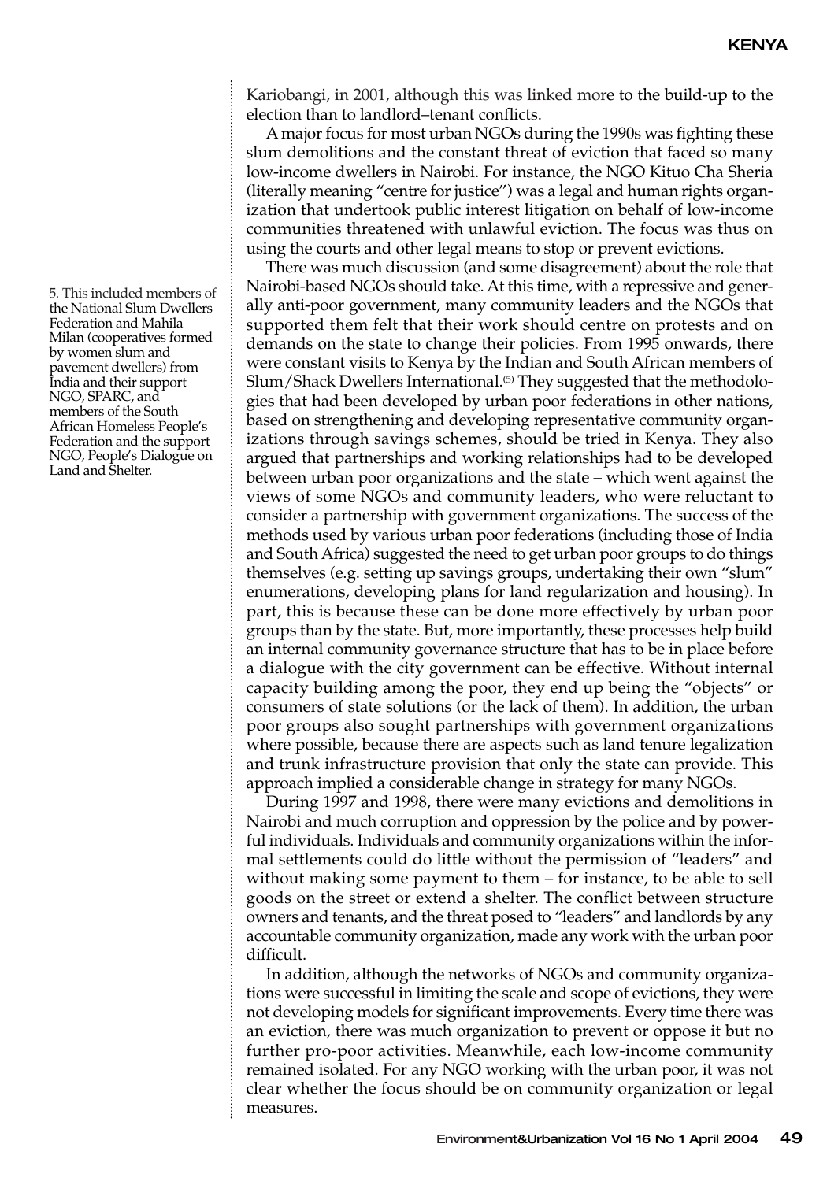Kariobangi, in 2001, although this was linked more to the build-up to the election than to landlord–tenant conflicts.

A major focus for most urban NGOs during the 1990s was fighting these slum demolitions and the constant threat of eviction that faced so many low-income dwellers in Nairobi. For instance, the NGO Kituo Cha Sheria (literally meaning "centre for justice") was a legal and human rights organization that undertook public interest litigation on behalf of low-income communities threatened with unlawful eviction. The focus was thus on using the courts and other legal means to stop or prevent evictions.

There was much discussion (and some disagreement) about the role that Nairobi-based NGOs should take. At this time, with a repressive and generally anti-poor government, many community leaders and the NGOs that supported them felt that their work should centre on protests and on demands on the state to change their policies. From 1995 onwards, there were constant visits to Kenya by the Indian and South African members of Slum/Shack Dwellers International.[5] They suggested that the methodologies that had been developed by urban poor federations in other nations, based on strengthening and developing representative community organizations through savings schemes, should be tried in Kenya. They also argued that partnerships and working relationships had to be developed between urban poor organizations and the state – which went against the views of some NGOs and community leaders, who were reluctant to consider a partnership with government organizations. The success of the methods used by various urban poor federations (including those of India and South Africa) suggested the need to get urban poor groups to do things themselves (e.g. setting up savings groups, undertaking their own "slum" enumerations, developing plans for land regularization and housing). In part, this is because these can be done more effectively by urban poor groups than by the state. But, more importantly, these processes help build an internal community governance structure that has to be in place before a dialogue with the city government can be effective. Without internal capacity building among the poor, they end up being the "objects" or consumers of state solutions (or the lack of them). In addition, the urban poor groups also sought partnerships with government organizations where possible, because there are aspects such as land tenure legalization and trunk infrastructure provision that only the state can provide. This approach implied a considerable change in strategy for many NGOs.

During 1997 and 1998, there were many evictions and demolitions in Nairobi and much corruption and oppression by the police and by powerful individuals. Individuals and community organizations within the informal settlements could do little without the permission of "leaders" and without making some payment to them – for instance, to be able to sell goods on the street or extend a shelter. The conflict between structure owners and tenants, and the threat posed to "leaders" and landlords by any accountable community organization, made any work with the urban poor difficult.

In addition, although the networks of NGOs and community organizations were successful in limiting the scale and scope of evictions, they were not developing models for significant improvements. Every time there was an eviction, there was much organization to prevent or oppose it but no further pro-poor activities. Meanwhile, each low-income community remained isolated. For any NGO working with the urban poor, it was not clear whether the focus should be on community organization or legal measures.

5. This included members of the National Slum Dwellers Federation and Mahila Milan (cooperatives formed by women slum and pavement dwellers) from India and their support NGO, SPARC, and members of the South African Homeless People's Federation and the support NGO, People's Dialogue on Land and Shelter.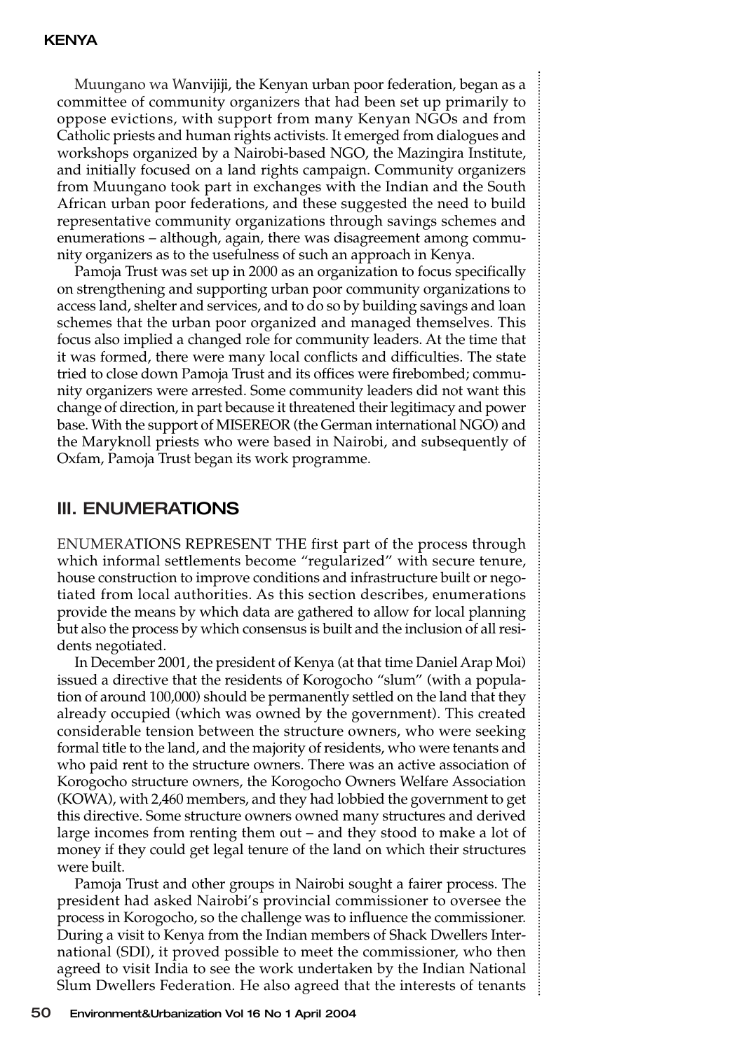Muungano wa Wanvijiji, the Kenyan urban poor federation, began as a committee of community organizers that had been set up primarily to oppose evictions, with support from many Kenyan NGOs and from Catholic priests and human rights activists. It emerged from dialogues and workshops organized by a Nairobi-based NGO, the Mazingira Institute, and initially focused on a land rights campaign. Community organizers from Muungano took part in exchanges with the Indian and the South African urban poor federations, and these suggested the need to build representative community organizations through savings schemes and enumerations – although, again, there was disagreement among community organizers as to the usefulness of such an approach in Kenya.

Pamoja Trust was set up in 2000 as an organization to focus specifically on strengthening and supporting urban poor community organizations to access land, shelter and services, and to do so by building savings and loan schemes that the urban poor organized and managed themselves. This focus also implied a changed role for community leaders. At the time that it was formed, there were many local conflicts and difficulties. The state tried to close down Pamoja Trust and its offices were firebombed; community organizers were arrested. Some community leaders did not want this change of direction, in part because it threatened their legitimacy and power base. With the support of MISEREOR (the German international NGO) and the Maryknoll priests who were based in Nairobi, and subsequently of Oxfam, Pamoja Trust began its work programme.

## III. ENUMERATIONS

ENUMERATIONS REPRESENT THE first part of the process through which informal settlements become "regularized" with secure tenure, house construction to improve conditions and infrastructure built or negotiated from local authorities. As this section describes, enumerations provide the means by which data are gathered to allow for local planning but also the process by which consensus is built and the inclusion of all residents negotiated.

In December 2001, the president of Kenya (at that time Daniel Arap Moi) issued a directive that the residents of Korogocho "slum" (with a population of around 100,000) should be permanently settled on the land that they already occupied (which was owned by the government). This created considerable tension between the structure owners, who were seeking formal title to the land, and the majority of residents, who were tenants and who paid rent to the structure owners. There was an active association of Korogocho structure owners, the Korogocho Owners Welfare Association (KOWA), with 2,460 members, and they had lobbied the government to get this directive. Some structure owners owned many structures and derived large incomes from renting them out – and they stood to make a lot of money if they could get legal tenure of the land on which their structures were built.

Pamoja Trust and other groups in Nairobi sought a fairer process. The president had asked Nairobi's provincial commissioner to oversee the process in Korogocho, so the challenge was to influence the commissioner. During a visit to Kenya from the Indian members of Shack Dwellers International (SDI), it proved possible to meet the commissioner, who then agreed to visit India to see the work undertaken by the Indian National Slum Dwellers Federation. He also agreed that the interests of tenants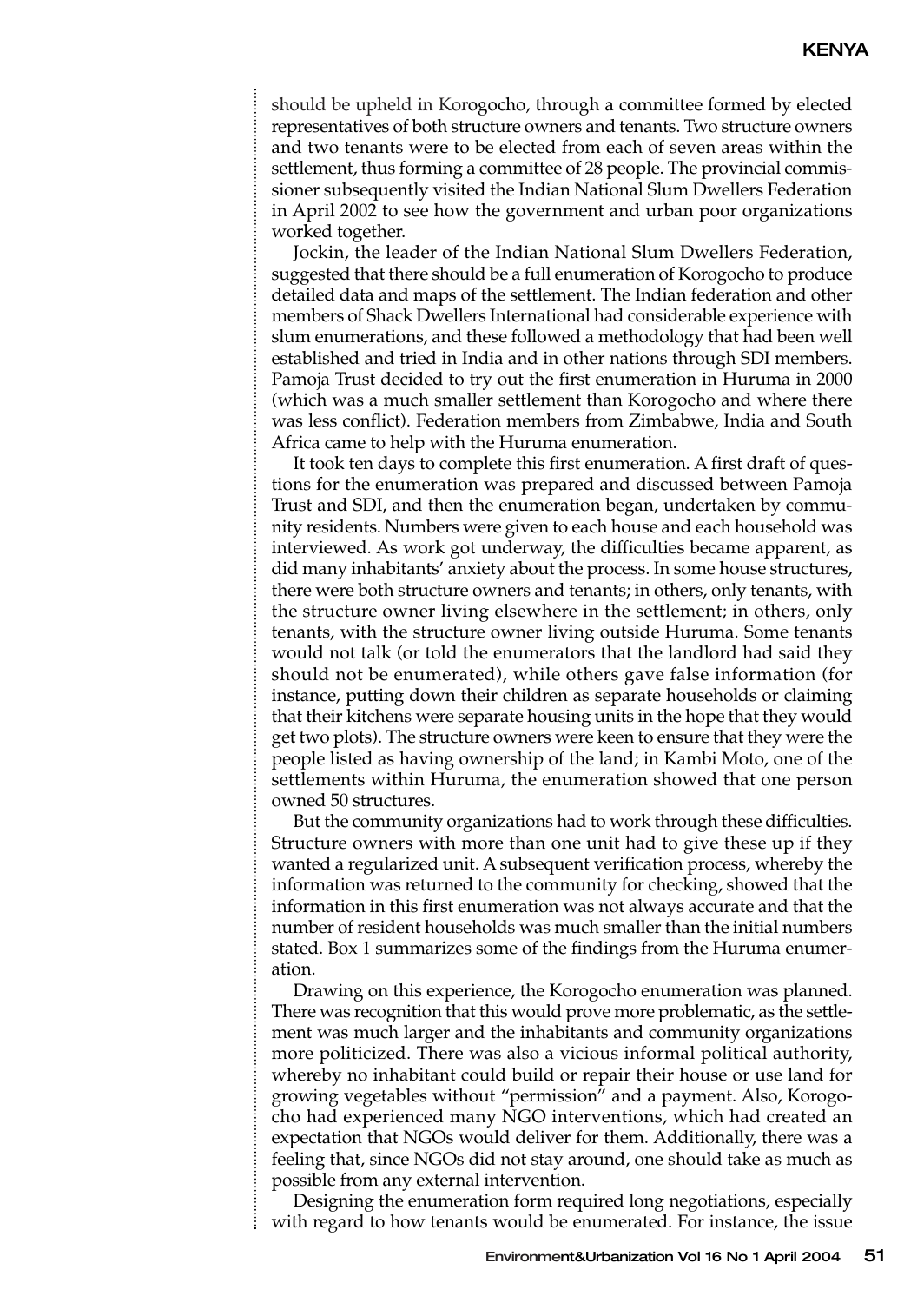should be upheld in Korogocho, through a committee formed by elected representatives of both structure owners and tenants. Two structure owners and two tenants were to be elected from each of seven areas within the settlement, thus forming a committee of 28 people. The provincial commissioner subsequently visited the Indian National Slum Dwellers Federation in April 2002 to see how the government and urban poor organizations worked together.

Jockin, the leader of the Indian National Slum Dwellers Federation, suggested that there should be a full enumeration of Korogocho to produce detailed data and maps of the settlement. The Indian federation and other members of Shack Dwellers International had considerable experience with slum enumerations, and these followed a methodology that had been well established and tried in India and in other nations through SDI members. Pamoja Trust decided to try out the first enumeration in Huruma in 2000 (which was a much smaller settlement than Korogocho and where there was less conflict). Federation members from Zimbabwe, India and South Africa came to help with the Huruma enumeration.

It took ten days to complete this first enumeration. A first draft of questions for the enumeration was prepared and discussed between Pamoja Trust and SDI, and then the enumeration began, undertaken by community residents. Numbers were given to each house and each household was interviewed. As work got underway, the difficulties became apparent, as did many inhabitants' anxiety about the process. In some house structures, there were both structure owners and tenants; in others, only tenants, with the structure owner living elsewhere in the settlement; in others, only tenants, with the structure owner living outside Huruma. Some tenants would not talk (or told the enumerators that the landlord had said they should not be enumerated), while others gave false information (for instance, putting down their children as separate households or claiming that their kitchens were separate housing units in the hope that they would get two plots). The structure owners were keen to ensure that they were the people listed as having ownership of the land; in Kambi Moto, one of the settlements within Huruma, the enumeration showed that one person owned 50 structures.

But the community organizations had to work through these difficulties. Structure owners with more than one unit had to give these up if they wanted a regularized unit. A subsequent verification process, whereby the information was returned to the community for checking, showed that the information in this first enumeration was not always accurate and that the number of resident households was much smaller than the initial numbers stated. Box 1 summarizes some of the findings from the Huruma enumeration.

Drawing on this experience, the Korogocho enumeration was planned. There was recognition that this would prove more problematic, as the settlement was much larger and the inhabitants and community organizations more politicized. There was also a vicious informal political authority, whereby no inhabitant could build or repair their house or use land for growing vegetables without "permission" and a payment. Also, Korogocho had experienced many NGO interventions, which had created an expectation that NGOs would deliver for them. Additionally, there was a feeling that, since NGOs did not stay around, one should take as much as possible from any external intervention.

Designing the enumeration form required long negotiations, especially with regard to how tenants would be enumerated. For instance, the issue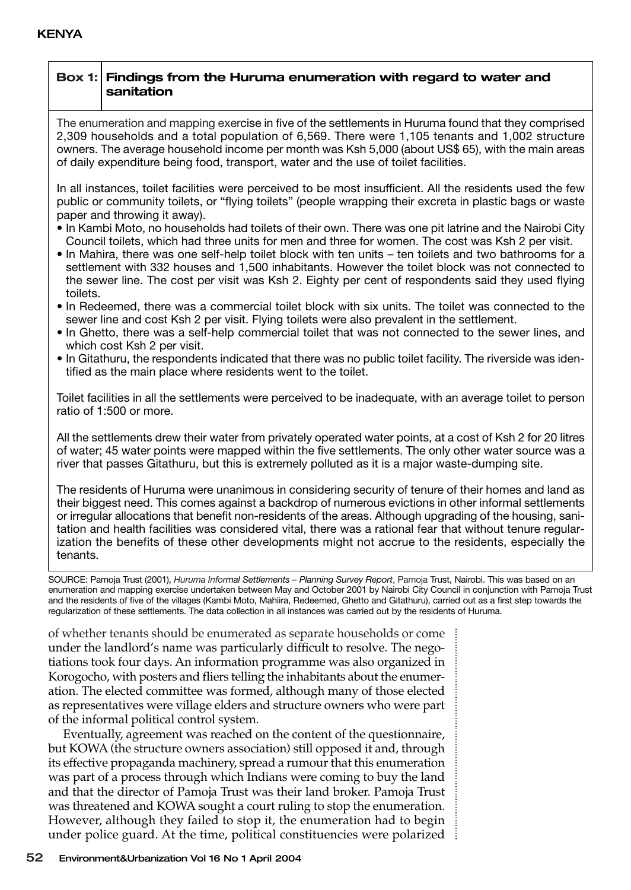**Box 1: Findings from the Huruma enumeration with regard to water and sanitation**

The enumeration and mapping exercise in five of the settlements in Huruma found that they comprised 2,309 households and a total population of 6,569. There were 1,105 tenants and 1,002 structure owners. The average household income per month was Ksh 5,000 (about US$ 65), with the main areas of daily expenditure being food, transport, water and the use of toilet facilities.

In all instances, toilet facilities were perceived to be most insufficient. All the residents used the few public or community toilets, or "flying toilets" (people wrapping their excreta in plastic bags or waste paper and throwing it away).

- In Kambi Moto, no households had toilets of their own. There was one pit latrine and the Nairobi City Council toilets, which had three units for men and three for women. The cost was Ksh 2 per visit.
- In Mahira, there was one self-help toilet block with ten units – ten toilets and two bathrooms for a settlement with 332 houses and 1,500 inhabitants. However the toilet block was not connected to the sewer line. The cost per visit was Ksh 2. Eighty per cent of respondents said they used flying toilets.
- In Redeemed, there was a commercial toilet block with six units. The toilet was connected to the sewer line and cost Ksh 2 per visit. Flying toilets were also prevalent in the settlement.
- In Ghetto, there was a self-help commercial toilet that was not connected to the sewer lines, and which cost Ksh 2 per visit.
- In Gitathuru, the respondents indicated that there was no public toilet facility. The riverside was identified as the main place where residents went to the toilet.

Toilet facilities in all the settlements were perceived to be inadequate, with an average toilet to person ratio of 1:500 or more.

All the settlements drew their water from privately operated water points, at a cost of Ksh 2 for 20 litres of water; 45 water points were mapped within the five settlements. The only other water source was a river that passes Gitathuru, but this is extremely polluted as it is a major waste-dumping site.

The residents of Huruma were unanimous in considering security of tenure of their homes and land as their biggest need. This comes against a backdrop of numerous evictions in other informal settlements or irregular allocations that benefit non-residents of the areas. Although upgrading of the housing, sanitation and health facilities was considered vital, there was a rational fear that without tenure regularization the benefits of these other developments might not accrue to the residents, especially the tenants.

SOURCE: Pamoja Trust (2001), *Huruma Informal Settlements – Planning Survey Report*, Pamoja Trust, Nairobi. This was based on an enumeration and mapping exercise undertaken between May and October 2001 by Nairobi City Council in conjunction with Pamoja Trust and the residents of five of the villages (Kambi Moto, Mahiira, Redeemed, Ghetto and Gitathuru), carried out as a first step towards the regularization of these settlements. The data collection in all instances was carried out by the residents of Huruma.

of whether tenants should be enumerated as separate households or come under the landlord's name was particularly difficult to resolve. The negotiations took four days. An information programme was also organized in Korogocho, with posters and fliers telling the inhabitants about the enumeration. The elected committee was formed, although many of those elected as representatives were village elders and structure owners who were part of the informal political control system.

Eventually, agreement was reached on the content of the questionnaire, but KOWA (the structure owners association) still opposed it and, through its effective propaganda machinery, spread a rumour that this enumeration was part of a process through which Indians were coming to buy the land and that the director of Pamoja Trust was their land broker. Pamoja Trust was threatened and KOWA sought a court ruling to stop the enumeration. However, although they failed to stop it, the enumeration had to begin under police guard. At the time, political constituencies were polarized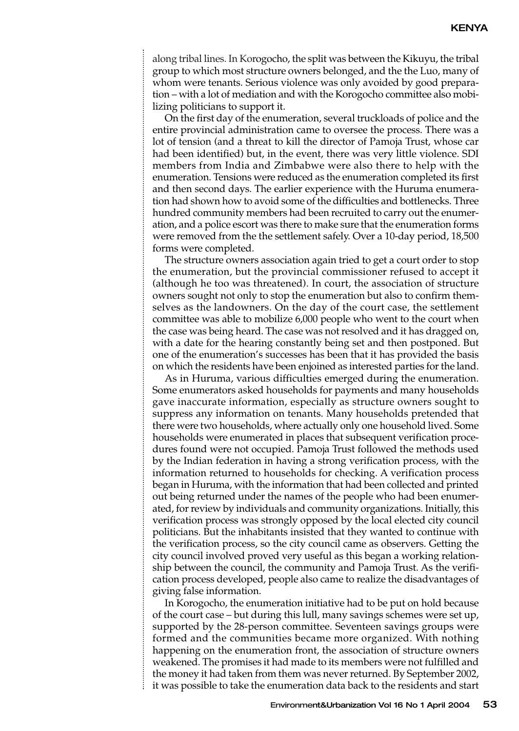along tribal lines. In Korogocho, the split was between the Kikuyu, the tribal group to which most structure owners belonged, and the the Luo, many of whom were tenants. Serious violence was only avoided by good preparation – with a lot of mediation and with the Korogocho committee also mobilizing politicians to support it.

On the first day of the enumeration, several truckloads of police and the entire provincial administration came to oversee the process. There was a lot of tension (and a threat to kill the director of Pamoja Trust, whose car had been identified) but, in the event, there was very little violence. SDI members from India and Zimbabwe were also there to help with the enumeration. Tensions were reduced as the enumeration completed its first and then second days. The earlier experience with the Huruma enumeration had shown how to avoid some of the difficulties and bottlenecks. Three hundred community members had been recruited to carry out the enumeration, and a police escort was there to make sure that the enumeration forms were removed from the the settlement safely. Over a 10-day period, 18,500 forms were completed.

The structure owners association again tried to get a court order to stop the enumeration, but the provincial commissioner refused to accept it (although he too was threatened). In court, the association of structure owners sought not only to stop the enumeration but also to confirm themselves as the landowners. On the day of the court case, the settlement committee was able to mobilize 6,000 people who went to the court when the case was being heard. The case was not resolved and it has dragged on, with a date for the hearing constantly being set and then postponed. But one of the enumeration's successes has been that it has provided the basis on which the residents have been enjoined as interested parties for the land.

As in Huruma, various difficulties emerged during the enumeration. Some enumerators asked households for payments and many households gave inaccurate information, especially as structure owners sought to suppress any information on tenants. Many households pretended that there were two households, where actually only one household lived. Some households were enumerated in places that subsequent verification procedures found were not occupied. Pamoja Trust followed the methods used by the Indian federation in having a strong verification process, with the information returned to households for checking. A verification process began in Huruma, with the information that had been collected and printed out being returned under the names of the people who had been enumerated, for review by individuals and community organizations. Initially, this verification process was strongly opposed by the local elected city council politicians. But the inhabitants insisted that they wanted to continue with the verification process, so the city council came as observers. Getting the city council involved proved very useful as this began a working relationship between the council, the community and Pamoja Trust. As the verification process developed, people also came to realize the disadvantages of giving false information.

In Korogocho, the enumeration initiative had to be put on hold because of the court case – but during this lull, many savings schemes were set up, supported by the 28-person committee. Seventeen savings groups were formed and the communities became more organized. With nothing happening on the enumeration front, the association of structure owners weakened. The promises it had made to its members were not fulfilled and the money it had taken from them was never returned. By September 2002, it was possible to take the enumeration data back to the residents and start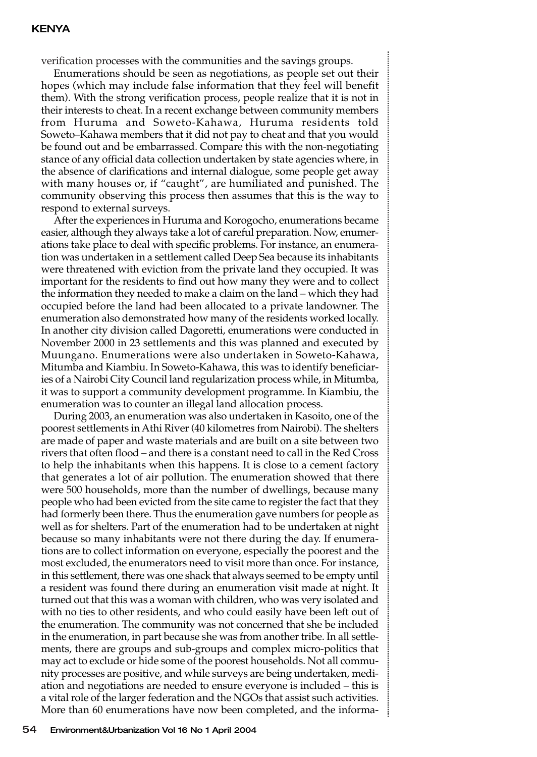verification processes with the communities and the savings groups.

Enumerations should be seen as negotiations, as people set out their hopes (which may include false information that they feel will benefit them). With the strong verification process, people realize that it is not in their interests to cheat. In a recent exchange between community members from Huruma and Soweto-Kahawa, Huruma residents told Soweto–Kahawa members that it did not pay to cheat and that you would be found out and be embarrassed. Compare this with the non-negotiating stance of any official data collection undertaken by state agencies where, in the absence of clarifications and internal dialogue, some people get away with many houses or, if "caught", are humiliated and punished. The community observing this process then assumes that this is the way to respond to external surveys.

After the experiences in Huruma and Korogocho, enumerations became easier, although they always take a lot of careful preparation. Now, enumerations take place to deal with specific problems. For instance, an enumeration was undertaken in a settlement called Deep Sea because its inhabitants were threatened with eviction from the private land they occupied. It was important for the residents to find out how many they were and to collect the information they needed to make a claim on the land – which they had occupied before the land had been allocated to a private landowner. The enumeration also demonstrated how many of the residents worked locally. In another city division called Dagoretti, enumerations were conducted in November 2000 in 23 settlements and this was planned and executed by Muungano. Enumerations were also undertaken in Soweto-Kahawa, Mitumba and Kiambiu. In Soweto-Kahawa, this was to identify beneficiaries of a Nairobi City Council land regularization process while, in Mitumba, it was to support a community development programme. In Kiambiu, the enumeration was to counter an illegal land allocation process.

During 2003, an enumeration was also undertaken in Kasoito, one of the poorest settlements in Athi River (40 kilometres from Nairobi). The shelters are made of paper and waste materials and are built on a site between two rivers that often flood – and there is a constant need to call in the Red Cross to help the inhabitants when this happens. It is close to a cement factory that generates a lot of air pollution. The enumeration showed that there were 500 households, more than the number of dwellings, because many people who had been evicted from the site came to register the fact that they had formerly been there. Thus the enumeration gave numbers for people as well as for shelters. Part of the enumeration had to be undertaken at night because so many inhabitants were not there during the day. If enumerations are to collect information on everyone, especially the poorest and the most excluded, the enumerators need to visit more than once. For instance, in this settlement, there was one shack that always seemed to be empty until a resident was found there during an enumeration visit made at night. It turned out that this was a woman with children, who was very isolated and with no ties to other residents, and who could easily have been left out of the enumeration. The community was not concerned that she be included in the enumeration, in part because she was from another tribe. In all settlements, there are groups and sub-groups and complex micro-politics that may act to exclude or hide some of the poorest households. Not all community processes are positive, and while surveys are being undertaken, mediation and negotiations are needed to ensure everyone is included – this is a vital role of the larger federation and the NGOs that assist such activities. More than 60 enumerations have now been completed, and the informa-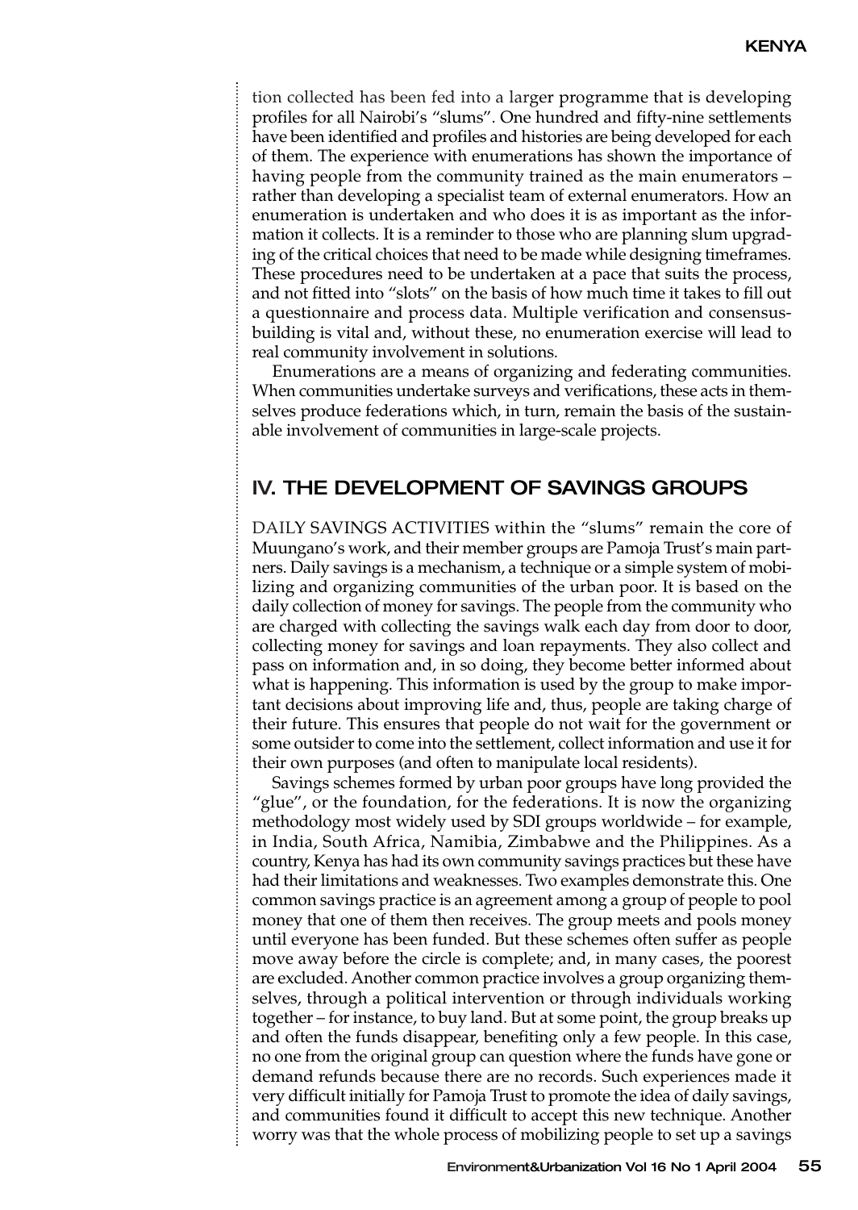tion collected has been fed into a larger programme that is developing profiles for all Nairobi's "slums". One hundred and fifty-nine settlements have been identified and profiles and histories are being developed for each of them. The experience with enumerations has shown the importance of having people from the community trained as the main enumerators – rather than developing a specialist team of external enumerators. How an enumeration is undertaken and who does it is as important as the information it collects. It is a reminder to those who are planning slum upgrading of the critical choices that need to be made while designing timeframes. These procedures need to be undertaken at a pace that suits the process, and not fitted into "slots" on the basis of how much time it takes to fill out a questionnaire and process data. Multiple verification and consensus-building is vital and, without these, no enumeration exercise will lead to real community involvement in solutions.

Enumerations are a means of organizing and federating communities. When communities undertake surveys and verifications, these acts in themselves produce federations which, in turn, remain the basis of the sustainable involvement of communities in large-scale projects.

## IV. THE DEVELOPMENT OF SAVINGS GROUPS

DAILY SAVINGS ACTIVITIES within the "slums" remain the core of Muungano's work, and their member groups are Pamoja Trust's main partners. Daily savings is a mechanism, a technique or a simple system of mobilizing and organizing communities of the urban poor. It is based on the daily collection of money for savings. The people from the community who are charged with collecting the savings walk each day from door to door, collecting money for savings and loan repayments. They also collect and pass on information and, in so doing, they become better informed about what is happening. This information is used by the group to make important decisions about improving life and, thus, people are taking charge of their future. This ensures that people do not wait for the government or some outsider to come into the settlement, collect information and use it for their own purposes (and often to manipulate local residents).

Savings schemes formed by urban poor groups have long provided the "glue", or the foundation, for the federations. It is now the organizing methodology most widely used by SDI groups worldwide – for example, in India, South Africa, Namibia, Zimbabwe and the Philippines. As a country, Kenya has had its own community savings practices but these have had their limitations and weaknesses. Two examples demonstrate this. One common savings practice is an agreement among a group of people to pool money that one of them then receives. The group meets and pools money until everyone has been funded. But these schemes often suffer as people move away before the circle is complete; and, in many cases, the poorest are excluded. Another common practice involves a group organizing themselves, through a political intervention or through individuals working together – for instance, to buy land. But at some point, the group breaks up and often the funds disappear, benefiting only a few people. In this case, no one from the original group can question where the funds have gone or demand refunds because there are no records. Such experiences made it very difficult initially for Pamoja Trust to promote the idea of daily savings, and communities found it difficult to accept this new technique. Another worry was that the whole process of mobilizing people to set up a savings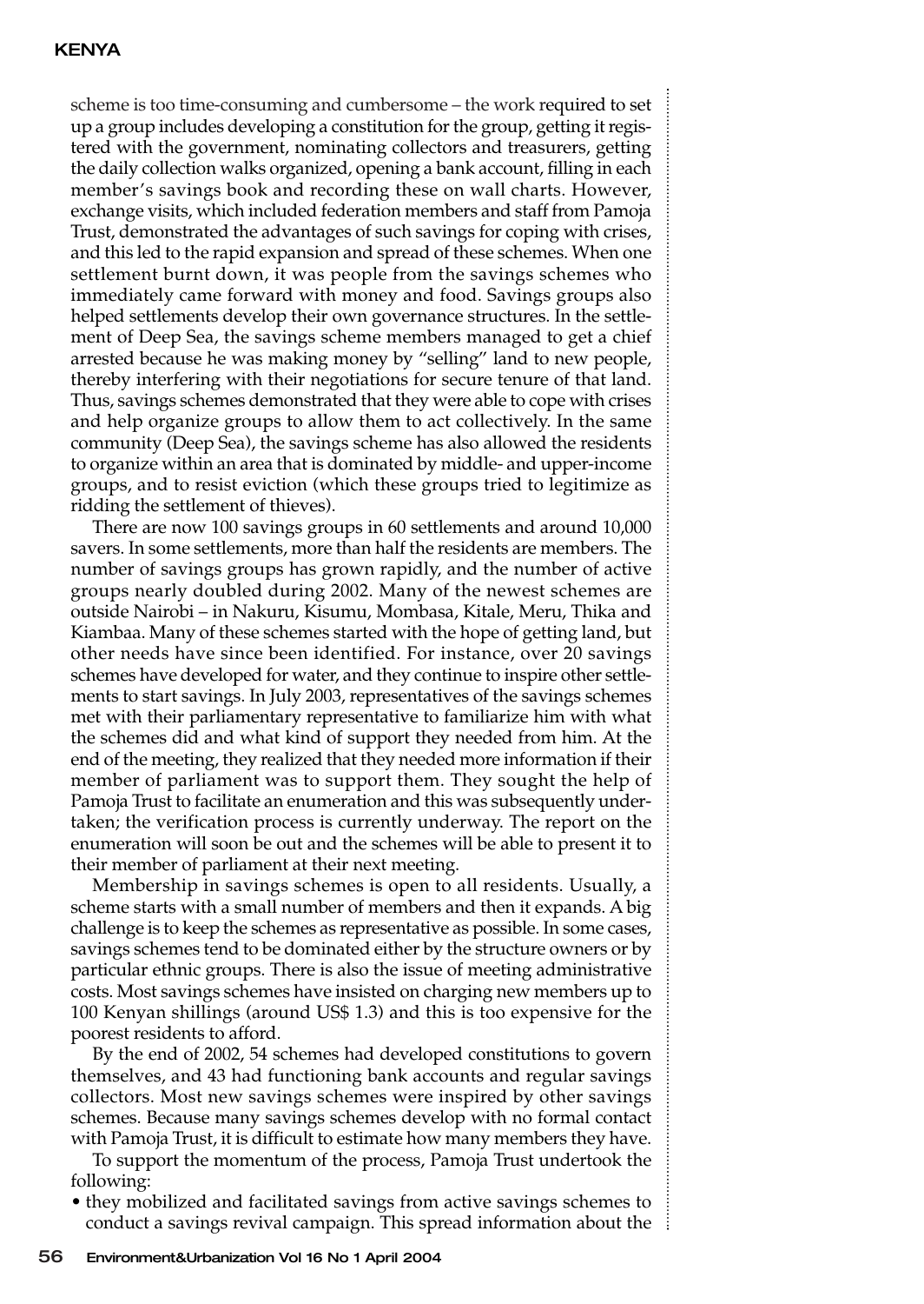scheme is too time-consuming and cumbersome – the work required to set up a group includes developing a constitution for the group, getting it registered with the government, nominating collectors and treasurers, getting the daily collection walks organized, opening a bank account, filling in each member's savings book and recording these on wall charts. However, exchange visits, which included federation members and staff from Pamoja Trust, demonstrated the advantages of such savings for coping with crises, and this led to the rapid expansion and spread of these schemes. When one settlement burnt down, it was people from the savings schemes who immediately came forward with money and food. Savings groups also helped settlements develop their own governance structures. In the settlement of Deep Sea, the savings scheme members managed to get a chief arrested because he was making money by "selling" land to new people, thereby interfering with their negotiations for secure tenure of that land. Thus, savings schemes demonstrated that they were able to cope with crises and help organize groups to allow them to act collectively. In the same community (Deep Sea), the savings scheme has also allowed the residents to organize within an area that is dominated by middle- and upper-income groups, and to resist eviction (which these groups tried to legitimize as ridding the settlement of thieves).

There are now 100 savings groups in 60 settlements and around 10,000 savers. In some settlements, more than half the residents are members. The number of savings groups has grown rapidly, and the number of active groups nearly doubled during 2002. Many of the newest schemes are outside Nairobi – in Nakuru, Kisumu, Mombasa, Kitale, Meru, Thika and Kiambaa. Many of these schemes started with the hope of getting land, but other needs have since been identified. For instance, over 20 savings schemes have developed for water, and they continue to inspire other settlements to start savings. In July 2003, representatives of the savings schemes met with their parliamentary representative to familiarize him with what the schemes did and what kind of support they needed from him. At the end of the meeting, they realized that they needed more information if their member of parliament was to support them. They sought the help of Pamoja Trust to facilitate an enumeration and this was subsequently undertaken; the verification process is currently underway. The report on the enumeration will soon be out and the schemes will be able to present it to their member of parliament at their next meeting.

Membership in savings schemes is open to all residents. Usually, a scheme starts with a small number of members and then it expands. A big challenge is to keep the schemes as representative as possible. In some cases, savings schemes tend to be dominated either by the structure owners or by particular ethnic groups. There is also the issue of meeting administrative costs. Most savings schemes have insisted on charging new members up to 100 Kenyan shillings (around US$ 1.3) and this is too expensive for the poorest residents to afford.

By the end of 2002, 54 schemes had developed constitutions to govern themselves, and 43 had functioning bank accounts and regular savings collectors. Most new savings schemes were inspired by other savings schemes. Because many savings schemes develop with no formal contact with Pamoja Trust, it is difficult to estimate how many members they have.

To support the momentum of the process, Pamoja Trust undertook the following:

- they mobilized and facilitated savings from active savings schemes to conduct a savings revival campaign. This spread information about the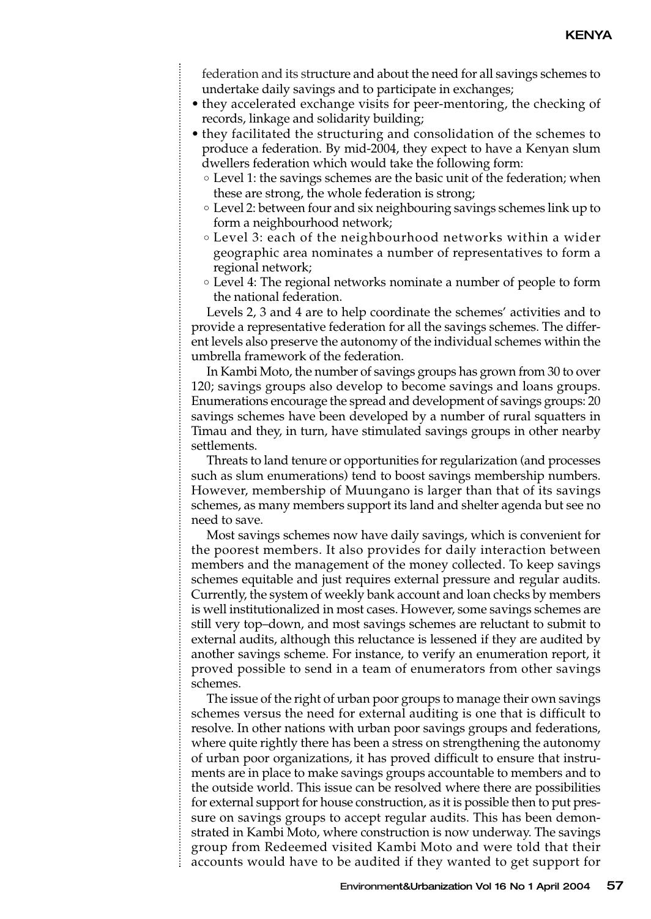federation and its structure and about the need for all savings schemes to undertake daily savings and to participate in exchanges;

- they accelerated exchange visits for peer-mentoring, the checking of records, linkage and solidarity building;
- they facilitated the structuring and consolidation of the schemes to produce a federation. By mid-2004, they expect to have a Kenyan slum dwellers federation which would take the following form:
  - Level 1: the savings schemes are the basic unit of the federation; when these are strong, the whole federation is strong;
  - Level 2: between four and six neighbouring savings schemes link up to form a neighbourhood network;
  - Level 3: each of the neighbourhood networks within a wider geographic area nominates a number of representatives to form a regional network;
  - Level 4: The regional networks nominate a number of people to form the national federation.

Levels 2, 3 and 4 are to help coordinate the schemes' activities and to provide a representative federation for all the savings schemes. The different levels also preserve the autonomy of the individual schemes within the umbrella framework of the federation.

In Kambi Moto, the number of savings groups has grown from 30 to over 120; savings groups also develop to become savings and loans groups. Enumerations encourage the spread and development of savings groups: 20 savings schemes have been developed by a number of rural squatters in Timau and they, in turn, have stimulated savings groups in other nearby settlements.

Threats to land tenure or opportunities for regularization (and processes such as slum enumerations) tend to boost savings membership numbers. However, membership of Muungano is larger than that of its savings schemes, as many members support its land and shelter agenda but see no need to save.

Most savings schemes now have daily savings, which is convenient for the poorest members. It also provides for daily interaction between members and the management of the money collected. To keep savings schemes equitable and just requires external pressure and regular audits. Currently, the system of weekly bank account and loan checks by members is well institutionalized in most cases. However, some savings schemes are still very top–down, and most savings schemes are reluctant to submit to external audits, although this reluctance is lessened if they are audited by another savings scheme. For instance, to verify an enumeration report, it proved possible to send in a team of enumerators from other savings schemes.

The issue of the right of urban poor groups to manage their own savings schemes versus the need for external auditing is one that is difficult to resolve. In other nations with urban poor savings groups and federations, where quite rightly there has been a stress on strengthening the autonomy of urban poor organizations, it has proved difficult to ensure that instruments are in place to make savings groups accountable to members and to the outside world. This issue can be resolved where there are possibilities for external support for house construction, as it is possible then to put pressure on savings groups to accept regular audits. This has been demonstrated in Kambi Moto, where construction is now underway. The savings group from Redeemed visited Kambi Moto and were told that their accounts would have to be audited if they wanted to get support for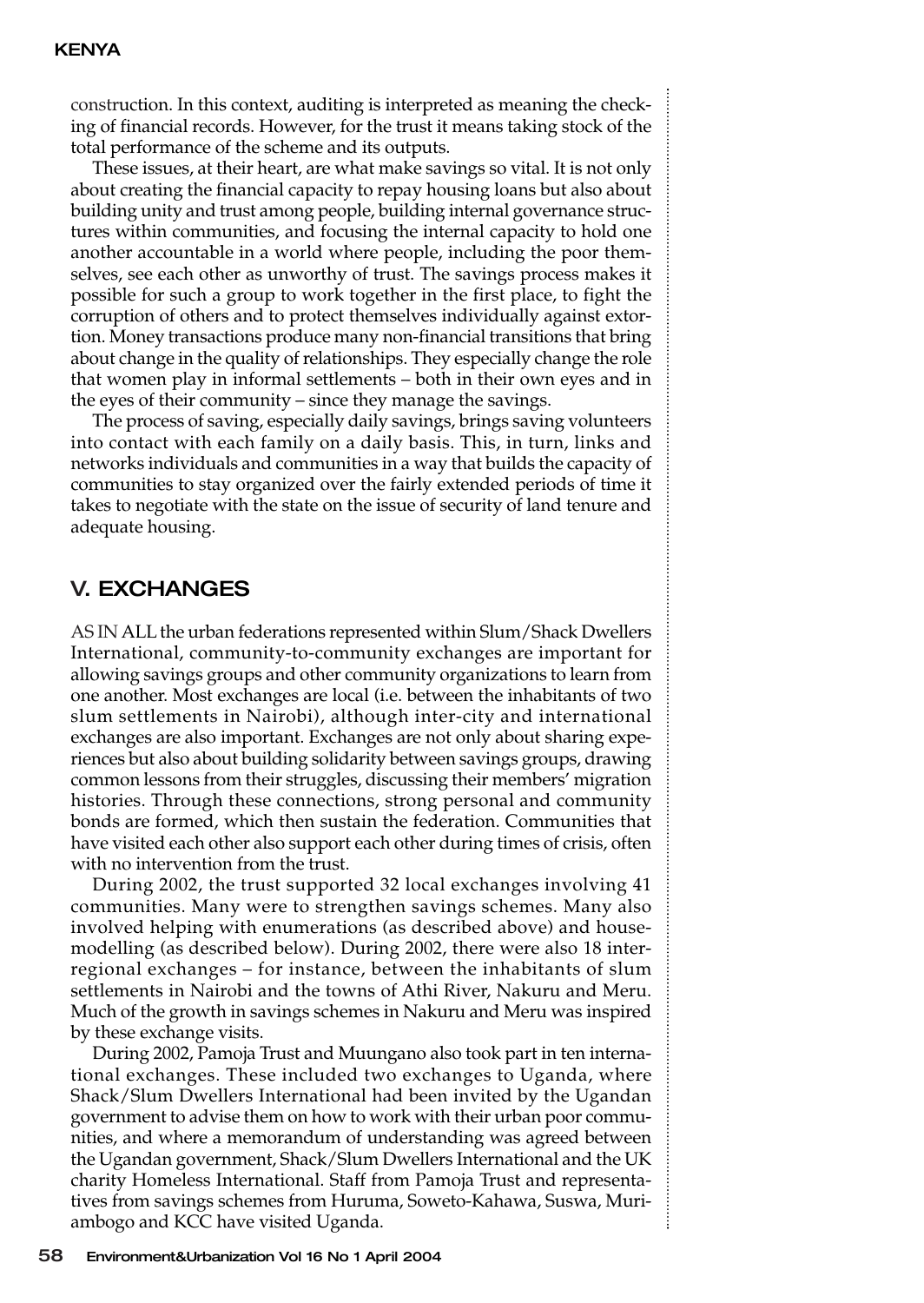construction. In this context, auditing is interpreted as meaning the checking of financial records. However, for the trust it means taking stock of the total performance of the scheme and its outputs.

These issues, at their heart, are what make savings so vital. It is not only about creating the financial capacity to repay housing loans but also about building unity and trust among people, building internal governance structures within communities, and focusing the internal capacity to hold one another accountable in a world where people, including the poor themselves, see each other as unworthy of trust. The savings process makes it possible for such a group to work together in the first place, to fight the corruption of others and to protect themselves individually against extortion. Money transactions produce many non-financial transitions that bring about change in the quality of relationships. They especially change the role that women play in informal settlements – both in their own eyes and in the eyes of their community – since they manage the savings.

The process of saving, especially daily savings, brings saving volunteers into contact with each family on a daily basis. This, in turn, links and networks individuals and communities in a way that builds the capacity of communities to stay organized over the fairly extended periods of time it takes to negotiate with the state on the issue of security of land tenure and adequate housing.

## V. EXCHANGES

AS IN ALL the urban federations represented within Slum/Shack Dwellers International, community-to-community exchanges are important for allowing savings groups and other community organizations to learn from one another. Most exchanges are local (i.e. between the inhabitants of two slum settlements in Nairobi), although inter-city and international exchanges are also important. Exchanges are not only about sharing experiences but also about building solidarity between savings groups, drawing common lessons from their struggles, discussing their members' migration histories. Through these connections, strong personal and community bonds are formed, which then sustain the federation. Communities that have visited each other also support each other during times of crisis, often with no intervention from the trust.

During 2002, the trust supported 32 local exchanges involving 41 communities. Many were to strengthen savings schemes. Many also involved helping with enumerations (as described above) and house-modelling (as described below). During 2002, there were also 18 inter-regional exchanges – for instance, between the inhabitants of slum settlements in Nairobi and the towns of Athi River, Nakuru and Meru. Much of the growth in savings schemes in Nakuru and Meru was inspired by these exchange visits.

During 2002, Pamoja Trust and Muungano also took part in ten international exchanges. These included two exchanges to Uganda, where Shack/Slum Dwellers International had been invited by the Ugandan government to advise them on how to work with their urban poor communities, and where a memorandum of understanding was agreed between the Ugandan government, Shack/Slum Dwellers International and the UK charity Homeless International. Staff from Pamoja Trust and representatives from savings schemes from Huruma, Soweto-Kahawa, Suswa, Muriambogo and KCC have visited Uganda.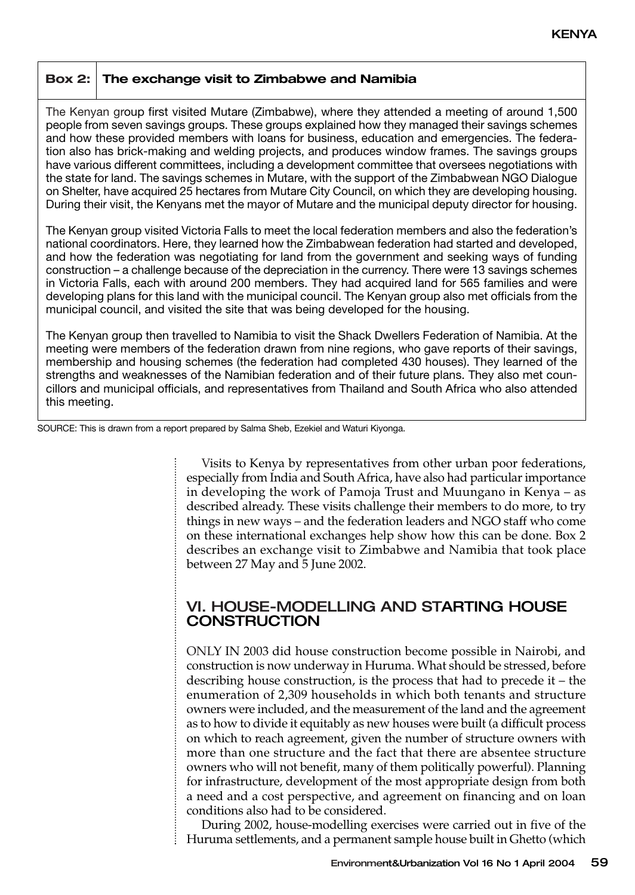**Box 2: The exchange visit to Zimbabwe and Namibia**

The Kenyan group first visited Mutare (Zimbabwe), where they attended a meeting of around 1,500 people from seven savings groups. These groups explained how they managed their savings schemes and how these provided members with loans for business, education and emergencies. The federation also has brick-making and welding projects, and produces window frames. The savings groups have various different committees, including a development committee that oversees negotiations with the state for land. The savings schemes in Mutare, with the support of the Zimbabwean NGO Dialogue on Shelter, have acquired 25 hectares from Mutare City Council, on which they are developing housing. During their visit, the Kenyans met the mayor of Mutare and the municipal deputy director for housing.

The Kenyan group visited Victoria Falls to meet the local federation members and also the federation's national coordinators. Here, they learned how the Zimbabwean federation had started and developed, and how the federation was negotiating for land from the government and seeking ways of funding construction – a challenge because of the depreciation in the currency. There were 13 savings schemes in Victoria Falls, each with around 200 members. They had acquired land for 565 families and were developing plans for this land with the municipal council. The Kenyan group also met officials from the municipal council, and visited the site that was being developed for the housing.

The Kenyan group then travelled to Namibia to visit the Shack Dwellers Federation of Namibia. At the meeting were members of the federation drawn from nine regions, who gave reports of their savings, membership and housing schemes (the federation had completed 430 houses). They learned of the strengths and weaknesses of the Namibian federation and of their future plans. They also met councillors and municipal officials, and representatives from Thailand and South Africa who also attended this meeting.

SOURCE: This is drawn from a report prepared by Salma Sheb, Ezekiel and Waturi Kiyonga.

Visits to Kenya by representatives from other urban poor federations, especially from India and South Africa, have also had particular importance in developing the work of Pamoja Trust and Muungano in Kenya – as described already. These visits challenge their members to do more, to try things in new ways – and the federation leaders and NGO staff who come on these international exchanges help show how this can be done. Box 2 describes an exchange visit to Zimbabwe and Namibia that took place between 27 May and 5 June 2002.

## VI. HOUSE-MODELLING AND STARTING HOUSE CONSTRUCTION

ONLY IN 2003 did house construction become possible in Nairobi, and construction is now underway in Huruma. What should be stressed, before describing house construction, is the process that had to precede it – the enumeration of 2,309 households in which both tenants and structure owners were included, and the measurement of the land and the agreement as to how to divide it equitably as new houses were built (a difficult process on which to reach agreement, given the number of structure owners with more than one structure and the fact that there are absentee structure owners who will not benefit, many of them politically powerful). Planning for infrastructure, development of the most appropriate design from both a need and a cost perspective, and agreement on financing and on loan conditions also had to be considered.

During 2002, house-modelling exercises were carried out in five of the Huruma settlements, and a permanent sample house built in Ghetto (which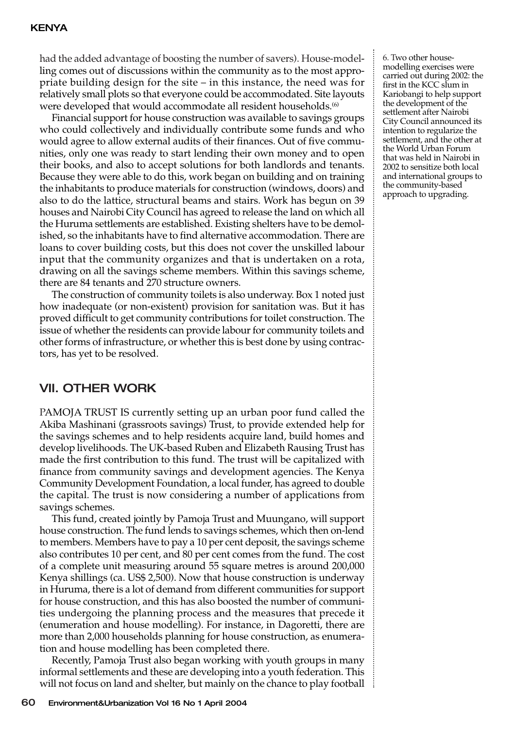had the added advantage of boosting the number of savers). House-modelling comes out of discussions within the community as to the most appropriate building design for the site – in this instance, the need was for relatively small plots so that everyone could be accommodated. Site layouts were developed that would accommodate all resident households.[6]

Financial support for house construction was available to savings groups who could collectively and individually contribute some funds and who would agree to allow external audits of their finances. Out of five communities, only one was ready to start lending their own money and to open their books, and also to accept solutions for both landlords and tenants. Because they were able to do this, work began on building and on training the inhabitants to produce materials for construction (windows, doors) and also to do the lattice, structural beams and stairs. Work has begun on 39 houses and Nairobi City Council has agreed to release the land on which all the Huruma settlements are established. Existing shelters have to be demolished, so the inhabitants have to find alternative accommodation. There are loans to cover building costs, but this does not cover the unskilled labour input that the community organizes and that is undertaken on a rota, drawing on all the savings scheme members. Within this savings scheme, there are 84 tenants and 270 structure owners.

The construction of community toilets is also underway. Box 1 noted just how inadequate (or non-existent) provision for sanitation was. But it has proved difficult to get community contributions for toilet construction. The issue of whether the residents can provide labour for community toilets and other forms of infrastructure, or whether this is best done by using contractors, has yet to be resolved.

6. Two other house-modelling exercises were carried out during 2002: the first in the KCC slum in Kariobangi to help support the development of the settlement after Nairobi City Council announced its intention to regularize the settlement, and the other at the World Urban Forum that was held in Nairobi in 2002 to sensitize both local and international groups to the community-based approach to upgrading.

## VII. OTHER WORK

PAMOJA TRUST IS currently setting up an urban poor fund called the Akiba Mashinani (grassroots savings) Trust, to provide extended help for the savings schemes and to help residents acquire land, build homes and develop livelihoods. The UK-based Ruben and Elizabeth Rausing Trust has made the first contribution to this fund. The trust will be capitalized with finance from community savings and development agencies. The Kenya Community Development Foundation, a local funder, has agreed to double the capital. The trust is now considering a number of applications from savings schemes.

This fund, created jointly by Pamoja Trust and Muungano, will support house construction. The fund lends to savings schemes, which then on-lend to members. Members have to pay a 10 per cent deposit, the savings scheme also contributes 10 per cent, and 80 per cent comes from the fund. The cost of a complete unit measuring around 55 square metres is around 200,000 Kenya shillings (ca. US$ 2,500). Now that house construction is underway in Huruma, there is a lot of demand from different communities for support for house construction, and this has also boosted the number of communities undergoing the planning process and the measures that precede it (enumeration and house modelling). For instance, in Dagoretti, there are more than 2,000 households planning for house construction, as enumeration and house modelling has been completed there.

Recently, Pamoja Trust also began working with youth groups in many informal settlements and these are developing into a youth federation. This will not focus on land and shelter, but mainly on the chance to play football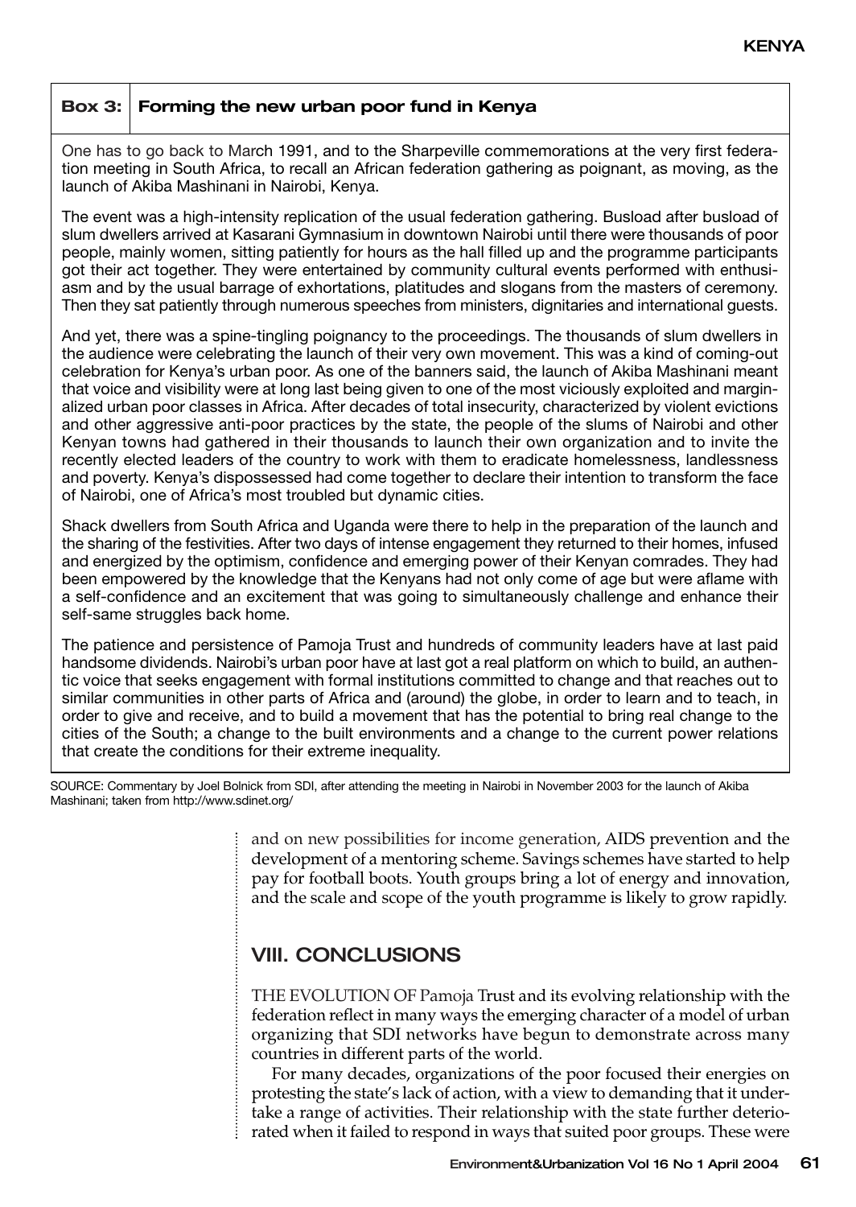**Box 3: Forming the new urban poor fund in Kenya**

One has to go back to March 1991, and to the Sharpeville commemorations at the very first federation meeting in South Africa, to recall an African federation gathering as poignant, as moving, as the launch of Akiba Mashinani in Nairobi, Kenya.

The event was a high-intensity replication of the usual federation gathering. Busload after busload of slum dwellers arrived at Kasarani Gymnasium in downtown Nairobi until there were thousands of poor people, mainly women, sitting patiently for hours as the hall filled up and the programme participants got their act together. They were entertained by community cultural events performed with enthusiasm and by the usual barrage of exhortations, platitudes and slogans from the masters of ceremony. Then they sat patiently through numerous speeches from ministers, dignitaries and international guests.

And yet, there was a spine-tingling poignancy to the proceedings. The thousands of slum dwellers in the audience were celebrating the launch of their very own movement. This was a kind of coming-out celebration for Kenya's urban poor. As one of the banners said, the launch of Akiba Mashinani meant that voice and visibility were at long last being given to one of the most viciously exploited and marginalized urban poor classes in Africa. After decades of total insecurity, characterized by violent evictions and other aggressive anti-poor practices by the state, the people of the slums of Nairobi and other Kenyan towns had gathered in their thousands to launch their own organization and to invite the recently elected leaders of the country to work with them to eradicate homelessness, landlessness and poverty. Kenya's dispossessed had come together to declare their intention to transform the face of Nairobi, one of Africa's most troubled but dynamic cities.

Shack dwellers from South Africa and Uganda were there to help in the preparation of the launch and the sharing of the festivities. After two days of intense engagement they returned to their homes, infused and energized by the optimism, confidence and emerging power of their Kenyan comrades. They had been empowered by the knowledge that the Kenyans had not only come of age but were aflame with a self-confidence and an excitement that was going to simultaneously challenge and enhance their self-same struggles back home.

The patience and persistence of Pamoja Trust and hundreds of community leaders have at last paid handsome dividends. Nairobi's urban poor have at last got a real platform on which to build, an authentic voice that seeks engagement with formal institutions committed to change and that reaches out to similar communities in other parts of Africa and (around) the globe, in order to learn and to teach, in order to give and receive, and to build a movement that has the potential to bring real change to the cities of the South; a change to the built environments and a change to the current power relations that create the conditions for their extreme inequality.

SOURCE: Commentary by Joel Bolnick from SDI, after attending the meeting in Nairobi in November 2003 for the launch of Akiba Mashinani; taken from http://www.sdinet.org/

and on new possibilities for income generation, AIDS prevention and the development of a mentoring scheme. Savings schemes have started to help pay for football boots. Youth groups bring a lot of energy and innovation, and the scale and scope of the youth programme is likely to grow rapidly.

## VIII. CONCLUSIONS

THE EVOLUTION OF Pamoja Trust and its evolving relationship with the federation reflect in many ways the emerging character of a model of urban organizing that SDI networks have begun to demonstrate across many countries in different parts of the world.

For many decades, organizations of the poor focused their energies on protesting the state's lack of action, with a view to demanding that it undertake a range of activities. Their relationship with the state further deteriorated when it failed to respond in ways that suited poor groups. These were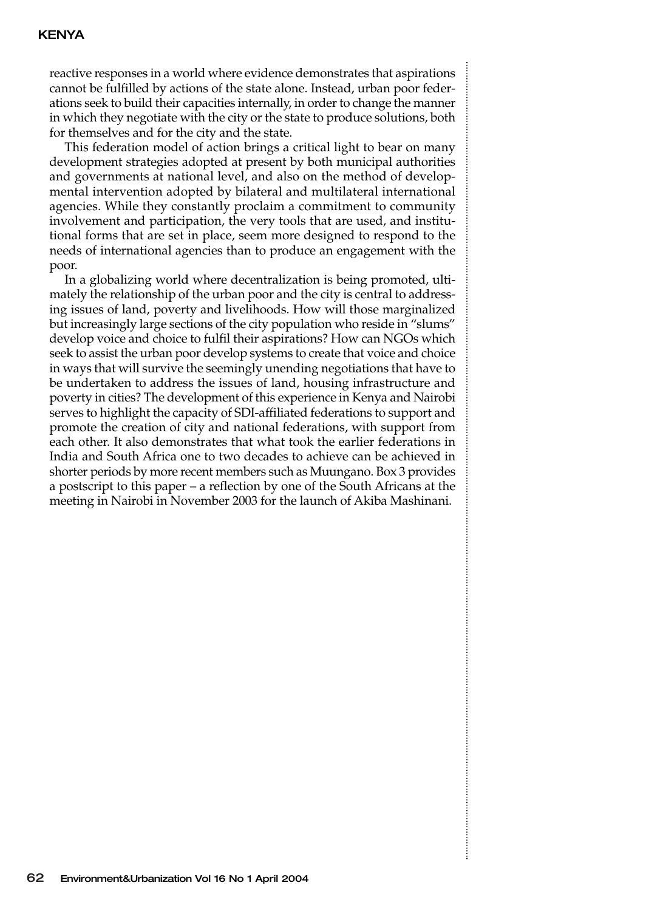reactive responses in a world where evidence demonstrates that aspirations cannot be fulfilled by actions of the state alone. Instead, urban poor federations seek to build their capacities internally, in order to change the manner in which they negotiate with the city or the state to produce solutions, both for themselves and for the city and the state.

This federation model of action brings a critical light to bear on many development strategies adopted at present by both municipal authorities and governments at national level, and also on the method of developmental intervention adopted by bilateral and multilateral international agencies. While they constantly proclaim a commitment to community involvement and participation, the very tools that are used, and institutional forms that are set in place, seem more designed to respond to the needs of international agencies than to produce an engagement with the poor.

In a globalizing world where decentralization is being promoted, ultimately the relationship of the urban poor and the city is central to addressing issues of land, poverty and livelihoods. How will those marginalized but increasingly large sections of the city population who reside in "slums" develop voice and choice to fulfil their aspirations? How can NGOs which seek to assist the urban poor develop systems to create that voice and choice in ways that will survive the seemingly unending negotiations that have to be undertaken to address the issues of land, housing infrastructure and poverty in cities? The development of this experience in Kenya and Nairobi serves to highlight the capacity of SDI-affiliated federations to support and promote the creation of city and national federations, with support from each other. It also demonstrates that what took the earlier federations in India and South Africa one to two decades to achieve can be achieved in shorter periods by more recent members such as Muungano. Box 3 provides a postscript to this paper – a reflection by one of the South Africans at the meeting in Nairobi in November 2003 for the launch of Akiba Mashinani.